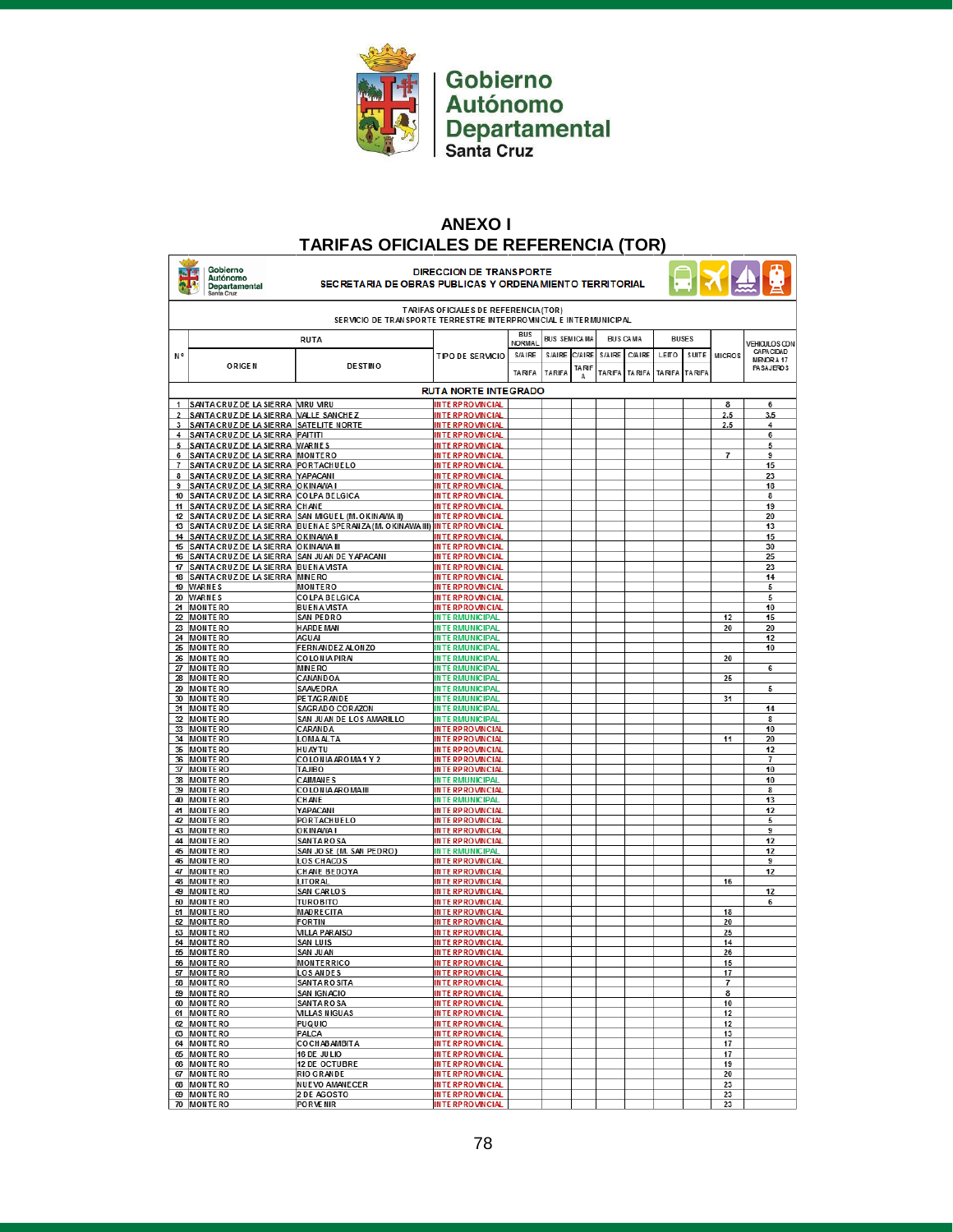# ANEXO I

## TARIFAS OFICIALES DE REFERENCIA (TOR)

**DIRECCION DE TRANSPORTE**
**SECRETARIA DE OBRAS PUBLICAS Y ORDENAMIENTO TERRITORIAL**

TARIFAS OFICIALES DE REFERENCIA (TOR)
SERVICIO DE TRANSPORTE TERRESTRE INTERPROVINCIAL E INTERMUNICIPAL

| Nº | RUTA | | TIPO DE SERVICIO | BUS NORMAL | BUS SEMICAMA | | BUS CAMA | | BUSES | | MICROS | VEHICULOS CON CAPACIDAD MENOR A 17 PASAJEROS |
|---|---|---|---|---|---|---|---|---|---|---|---|---|
| | ORIGEN | DESTINO | | S/AIRE | S/AIRE | C/AIRE | S/AIRE | C/AIRE | LEITO | SUITE | | |
| | | | | TARIFA | TARIFA | TARIFA | TARIFA | TARIFA | TARIFA | TARIFA | | |
| **RUTA NORTE INTEGRADO** | | | | | | | | | | | | |
| 1 | SANTA CRUZ DE LA SIERRA | VIRU VIRU | INTERPROVINCIAL | | | | | | | | 8 | 6 |
| 2 | SANTA CRUZ DE LA SIERRA | VALLE SANCHEZ | INTERPROVINCIAL | | | | | | | | 2.5 | 3.5 |
| 3 | SANTA CRUZ DE LA SIERRA | SATELITE NORTE | INTERPROVINCIAL | | | | | | | | 2.5 | 4 |
| 4 | SANTA CRUZ DE LA SIERRA | PAITITI | INTERPROVINCIAL | | | | | | | | | 6 |
| 5 | SANTA CRUZ DE LA SIERRA | WARNES | INTERPROVINCIAL | | | | | | | | | 5 |
| 6 | SANTA CRUZ DE LA SIERRA | MONTERO | INTERPROVINCIAL | | | | | | | | 7 | 9 |
| 7 | SANTA CRUZ DE LA SIERRA | PORTACHUELO | INTERPROVINCIAL | | | | | | | | | 15 |
| 8 | SANTA CRUZ DE LA SIERRA | YAPACANI | INTERPROVINCIAL | | | | | | | | | 23 |
| 9 | SANTA CRUZ DE LA SIERRA | OKINAWA I | INTERPROVINCIAL | | | | | | | | | 18 |
| 10 | SANTA CRUZ DE LA SIERRA | COLPA BELGICA | INTERPROVINCIAL | | | | | | | | | 8 |
| 11 | SANTA CRUZ DE LA SIERRA | CHANE | INTERPROVINCIAL | | | | | | | | | 19 |
| 12 | SANTA CRUZ DE LA SIERRA | SAN MIGUEL (M. OKINAWA II) | INTERPROVINCIAL | | | | | | | | | 20 |
| 13 | SANTA CRUZ DE LA SIERRA | BUENA ESPERANZA (M. OKINAWA III) | INTERPROVINCIAL | | | | | | | | | 13 |
| 14 | SANTA CRUZ DE LA SIERRA | OKINAWA II | INTERPROVINCIAL | | | | | | | | | 15 |
| 15 | SANTA CRUZ DE LA SIERRA | OKINAWA III | INTERPROVINCIAL | | | | | | | | | 30 |
| 16 | SANTA CRUZ DE LA SIERRA | SAN JUAN DE YAPACANI | INTERPROVINCIAL | | | | | | | | | 25 |
| 17 | SANTA CRUZ DE LA SIERRA | BUENA VISTA | INTERPROVINCIAL | | | | | | | | | 23 |
| 18 | SANTA CRUZ DE LA SIERRA | MINERO | INTERPROVINCIAL | | | | | | | | | 14 |
| 19 | WARNES | MONTERO | INTERPROVINCIAL | | | | | | | | | 5 |
| 20 | WARNES | COLPA BELGICA | INTERPROVINCIAL | | | | | | | | | 5 |
| 21 | MONTERO | BUENA VISTA | INTERPROVINCIAL | | | | | | | | | 10 |
| 22 | MONTERO | SAN PEDRO | INTERMUNICIPAL | | | | | | | | 12 | 15 |
| 23 | MONTERO | HARDEMAN | INTERMUNICIPAL | | | | | | | | 20 | 20 |
| 24 | MONTERO | AGUAI | INTERMUNICIPAL | | | | | | | | | 12 |
| 25 | MONTERO | FERNANDEZ ALONZO | INTERMUNICIPAL | | | | | | | | | 10 |
| 26 | MONTERO | COLONIA PIRAI | INTERMUNICIPAL | | | | | | | | 20 | |
| 27 | MONTERO | MINERO | INTERMUNICIPAL | | | | | | | | | 6 |
| 28 | MONTERO | CANANDOA | INTERMUNICIPAL | | | | | | | | 25 | |
| 29 | MONTERO | SAAVEDRA | INTERMUNICIPAL | | | | | | | | | 5 |
| 30 | MONTERO | PETAGRANDE | INTERMUNICIPAL | | | | | | | | 31 | |
| 31 | MONTERO | SAGRADO CORAZON | INTERMUNICIPAL | | | | | | | | | 14 |
| 32 | MONTERO | SAN JUAN DE LOS AMARILLO | INTERMUNICIPAL | | | | | | | | | 8 |
| 33 | MONTERO | CARANDA | INTERPROVINCIAL | | | | | | | | | 10 |
| 34 | MONTERO | LOMA ALTA | INTERPROVINCIAL | | | | | | | | 11 | 20 |
| 35 | MONTERO | HUAYTU | INTERPROVINCIAL | | | | | | | | | 12 |
| 36 | MONTERO | COLONIA AROMA 1 Y 2 | INTERPROVINCIAL | | | | | | | | | 7 |
| 37 | MONTERO | TAJIBO | INTERPROVINCIAL | | | | | | | | | 10 |
| 38 | MONTERO | CAIMANES | INTERMUNICIPAL | | | | | | | | | 10 |
| 39 | MONTERO | COLONIA AROMA III | INTERPROVINCIAL | | | | | | | | | 8 |
| 40 | MONTERO | CHANE | INTERMUNICIPAL | | | | | | | | | 13 |
| 41 | MONTERO | YAPACANI | INTERPROVINCIAL | | | | | | | | | 12 |
| 42 | MONTERO | PORTACHUELO | INTERPROVINCIAL | | | | | | | | | 5 |
| 43 | MONTERO | OKINAWA I | INTERPROVINCIAL | | | | | | | | | 9 |
| 44 | MONTERO | SANTA ROSA | INTERPROVINCIAL | | | | | | | | | 12 |
| 45 | MONTERO | SAN JOSE (M. SAN PEDRO) | INTERMUNICIPAL | | | | | | | | | 12 |
| 46 | MONTERO | LOS CHACOS | INTERPROVINCIAL | | | | | | | | | 9 |
| 47 | MONTERO | CHANE BEDOYA | INTERPROVINCIAL | | | | | | | | | 12 |
| 48 | MONTERO | LITORAL | INTERPROVINCIAL | | | | | | | | 16 | |
| 49 | MONTERO | SAN CARLOS | INTERPROVINCIAL | | | | | | | | | 12 |
| 50 | MONTERO | TUROBITO | INTERPROVINCIAL | | | | | | | | | 6 |
| 51 | MONTERO | MADRECITA | INTERPROVINCIAL | | | | | | | | 18 | |
| 52 | MONTERO | FORTIN | INTERPROVINCIAL | | | | | | | | 20 | |
| 53 | MONTERO | VILLA PARAISO | INTERPROVINCIAL | | | | | | | | 25 | |
| 54 | MONTERO | SAN LUIS | INTERPROVINCIAL | | | | | | | | 14 | |
| 55 | MONTERO | SAN JUAN | INTERPROVINCIAL | | | | | | | | 26 | |
| 56 | MONTERO | MONTERRICO | INTERPROVINCIAL | | | | | | | | 15 | |
| 57 | MONTERO | LOS ANDES | INTERPROVINCIAL | | | | | | | | 17 | |
| 58 | MONTERO | SANTA ROSITA | INTERPROVINCIAL | | | | | | | | 7 | |
| 59 | MONTERO | SAN IGNACIO | INTERPROVINCIAL | | | | | | | | 8 | |
| 60 | MONTERO | SANTA ROSA | INTERPROVINCIAL | | | | | | | | 10 | |
| 61 | MONTERO | VILLAS NIGUAS | INTERPROVINCIAL | | | | | | | | 12 | |
| 62 | MONTERO | PUQUIO | INTERPROVINCIAL | | | | | | | | 12 | |
| 63 | MONTERO | PALCA | INTERPROVINCIAL | | | | | | | | 13 | |
| 64 | MONTERO | COCHABAMBITA | INTERPROVINCIAL | | | | | | | | 17 | |
| 65 | MONTERO | 16 DE JULIO | INTERPROVINCIAL | | | | | | | | 17 | |
| 66 | MONTERO | 12 DE OCTUBRE | INTERPROVINCIAL | | | | | | | | 19 | |
| 67 | MONTERO | RIO GRANDE | INTERPROVINCIAL | | | | | | | | 20 | |
| 68 | MONTERO | NUEVO AMANECER | INTERPROVINCIAL | | | | | | | | 23 | |
| 69 | MONTERO | 2 DE AGOSTO | INTERPROVINCIAL | | | | | | | | 23 | |
| 70 | MONTERO | PORVENIR | INTERPROVINCIAL | | | | | | | | 23 | |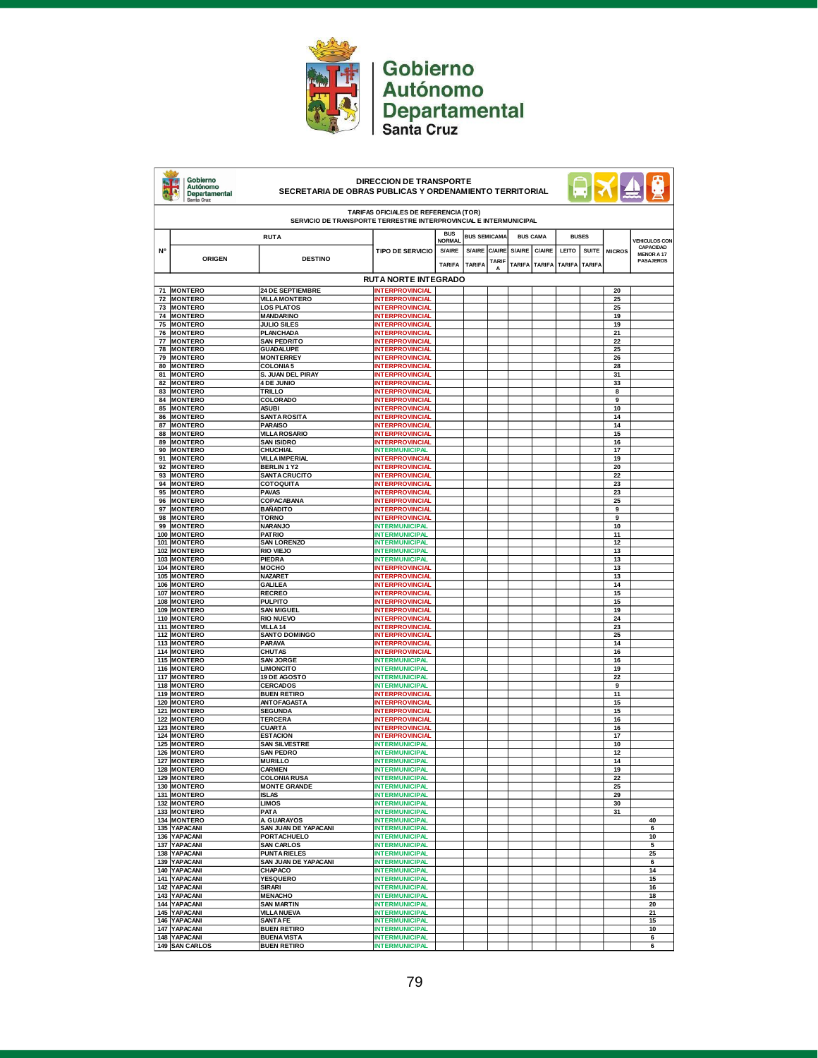Gobierno Autónomo Departamental Santa Cruz

**DIRECCION DE TRANSPORTE**
**SECRETARIA DE OBRAS PUBLICAS Y ORDENAMIENTO TERRITORIAL**

**TARIFAS OFICIALES DE REFERENCIA (TOR)**
**SERVICIO DE TRANSPORTE TERRESTRE INTERPROVINCIAL E INTERMUNICIPAL**

| N° | RUTA | | TIPO DE SERVICIO | BUS NORMAL | BUS SEMICAMA | | BUS CAMA | | BUSES | | MICROS | VEHICULOS CON CAPACIDAD MENOR A 17 PASAJEROS |
|---|---|---|---|---|---|---|---|---|---|---|---|---|
| | ORIGEN | DESTINO | | S/AIRE | S/AIRE | C/AIRE | S/AIRE | C/AIRE | LEITO | SUITE | | |
| | | | | TARIFA | TARIFA | TARIFA | TARIFA | TARIFA | TARIFA | TARIFA | | |
| | **RUTA NORTE INTEGRADO** | | | | | | | | | | | |
| 71 | MONTERO | 24 DE SEPTIEMBRE | INTERPROVINCIAL | | | | | | | | 20 | |
| 72 | MONTERO | VILLA MONTERO | INTERPROVINCIAL | | | | | | | | 25 | |
| 73 | MONTERO | LOS PLATOS | INTERPROVINCIAL | | | | | | | | 25 | |
| 74 | MONTERO | MANDARINO | INTERPROVINCIAL | | | | | | | | 19 | |
| 75 | MONTERO | JULIO SILES | INTERPROVINCIAL | | | | | | | | 19 | |
| 76 | MONTERO | PLANCHADA | INTERPROVINCIAL | | | | | | | | 21 | |
| 77 | MONTERO | SAN PEDRITO | INTERPROVINCIAL | | | | | | | | 22 | |
| 78 | MONTERO | GUADALUPE | INTERPROVINCIAL | | | | | | | | 25 | |
| 79 | MONTERO | MONTERREY | INTERPROVINCIAL | | | | | | | | 26 | |
| 80 | MONTERO | COLONIA 5 | INTERPROVINCIAL | | | | | | | | 28 | |
| 81 | MONTERO | S. JUAN DEL PIRAY | INTERPROVINCIAL | | | | | | | | 31 | |
| 82 | MONTERO | 4 DE JUNIO | INTERPROVINCIAL | | | | | | | | 33 | |
| 83 | MONTERO | TRILLO | INTERPROVINCIAL | | | | | | | | 8 | |
| 84 | MONTERO | COLORADO | INTERPROVINCIAL | | | | | | | | 9 | |
| 85 | MONTERO | ASUBI | INTERPROVINCIAL | | | | | | | | 10 | |
| 86 | MONTERO | SANTA ROSITA | INTERPROVINCIAL | | | | | | | | 14 | |
| 87 | MONTERO | PARAISO | INTERPROVINCIAL | | | | | | | | 14 | |
| 88 | MONTERO | VILLA ROSARIO | INTERPROVINCIAL | | | | | | | | 15 | |
| 89 | MONTERO | SAN ISIDRO | INTERPROVINCIAL | | | | | | | | 16 | |
| 90 | MONTERO | CHUCHIAL | INTERMUNICIPAL | | | | | | | | 17 | |
| 91 | MONTERO | VILLA IMPERIAL | INTERPROVINCIAL | | | | | | | | 19 | |
| 92 | MONTERO | BERLIN 1 Y2 | INTERPROVINCIAL | | | | | | | | 20 | |
| 93 | MONTERO | SANTA CRUCITO | INTERPROVINCIAL | | | | | | | | 22 | |
| 94 | MONTERO | COTOQUITA | INTERPROVINCIAL | | | | | | | | 23 | |
| 95 | MONTERO | PAVAS | INTERPROVINCIAL | | | | | | | | 23 | |
| 96 | MONTERO | COPACABANA | INTERPROVINCIAL | | | | | | | | 25 | |
| 97 | MONTERO | BAÑADITO | INTERPROVINCIAL | | | | | | | | 9 | |
| 98 | MONTERO | TORNO | INTERPROVINCIAL | | | | | | | | 9 | |
| 99 | MONTERO | NARANJO | INTERMUNICIPAL | | | | | | | | 10 | |
| 100 | MONTERO | PATRIO | INTERMUNICIPAL | | | | | | | | 11 | |
| 101 | MONTERO | SAN LORENZO | INTERMUNICIPAL | | | | | | | | 12 | |
| 102 | MONTERO | RIO VIEJO | INTERMUNICIPAL | | | | | | | | 13 | |
| 103 | MONTERO | PIEDRA | INTERMUNICIPAL | | | | | | | | 13 | |
| 104 | MONTERO | MOCHO | INTERPROVINCIAL | | | | | | | | 13 | |
| 105 | MONTERO | NAZARET | INTERPROVINCIAL | | | | | | | | 13 | |
| 106 | MONTERO | GALILEA | INTERPROVINCIAL | | | | | | | | 14 | |
| 107 | MONTERO | RECREO | INTERPROVINCIAL | | | | | | | | 15 | |
| 108 | MONTERO | PULPITO | INTERPROVINCIAL | | | | | | | | 15 | |
| 109 | MONTERO | SAN MIGUEL | INTERPROVINCIAL | | | | | | | | 19 | |
| 110 | MONTERO | RIO NUEVO | INTERPROVINCIAL | | | | | | | | 24 | |
| 111 | MONTERO | VILLA 14 | INTERPROVINCIAL | | | | | | | | 23 | |
| 112 | MONTERO | SANTO DOMINGO | INTERPROVINCIAL | | | | | | | | 25 | |
| 113 | MONTERO | PARAVA | INTERPROVINCIAL | | | | | | | | 14 | |
| 114 | MONTERO | CHUTAS | INTERPROVINCIAL | | | | | | | | 16 | |
| 115 | MONTERO | SAN JORGE | INTERMUNICIPAL | | | | | | | | 16 | |
| 116 | MONTERO | LIMONCITO | INTERMUNICIPAL | | | | | | | | 19 | |
| 117 | MONTERO | 19 DE AGOSTO | INTERMUNICIPAL | | | | | | | | 22 | |
| 118 | MONTERO | CERCADOS | INTERMUNICIPAL | | | | | | | | 9 | |
| 119 | MONTERO | BUEN RETIRO | INTERPROVINCIAL | | | | | | | | 11 | |
| 120 | MONTERO | ANTOFAGASTA | INTERPROVINCIAL | | | | | | | | 15 | |
| 121 | MONTERO | SEGUNDA | INTERPROVINCIAL | | | | | | | | 15 | |
| 122 | MONTERO | TERCERA | INTERPROVINCIAL | | | | | | | | 16 | |
| 123 | MONTERO | CUARTA | INTERPROVINCIAL | | | | | | | | 16 | |
| 124 | MONTERO | ESTACION | INTERPROVINCIAL | | | | | | | | 17 | |
| 125 | MONTERO | SAN SILVESTRE | INTERMUNICIPAL | | | | | | | | 10 | |
| 126 | MONTERO | SAN PEDRO | INTERMUNICIPAL | | | | | | | | 12 | |
| 127 | MONTERO | MURILLO | INTERMUNICIPAL | | | | | | | | 14 | |
| 128 | MONTERO | CARMEN | INTERMUNICIPAL | | | | | | | | 19 | |
| 129 | MONTERO | COLONIA RUSA | INTERMUNICIPAL | | | | | | | | 22 | |
| 130 | MONTERO | MONTE GRANDE | INTERMUNICIPAL | | | | | | | | 25 | |
| 131 | MONTERO | ISLAS | INTERMUNICIPAL | | | | | | | | 29 | |
| 132 | MONTERO | LIMOS | INTERMUNICIPAL | | | | | | | | 30 | |
| 133 | MONTERO | PATA | INTERMUNICIPAL | | | | | | | | 31 | |
| 134 | MONTERO | A. GUARAYOS | INTERMUNICIPAL | | | | | | | | | 40 |
| 135 | YAPACANI | SAN JUAN DE YAPACANI | INTERMUNICIPAL | | | | | | | | | 6 |
| 136 | YAPACANI | PORTACHUELO | INTERMUNICIPAL | | | | | | | | | 10 |
| 137 | YAPACANI | SAN CARLOS | INTERMUNICIPAL | | | | | | | | | 5 |
| 138 | YAPACANI | PUNTA RIELES | INTERMUNICIPAL | | | | | | | | | 25 |
| 139 | YAPACANI | SAN JUAN DE YAPACANI | INTERMUNICIPAL | | | | | | | | | 6 |
| 140 | YAPACANI | CHAPACO | INTERMUNICIPAL | | | | | | | | | 14 |
| 141 | YAPACANI | YESQUERO | INTERMUNICIPAL | | | | | | | | | 15 |
| 142 | YAPACANI | SIRARI | INTERMUNICIPAL | | | | | | | | | 16 |
| 143 | YAPACANI | MENACHO | INTERMUNICIPAL | | | | | | | | | 18 |
| 144 | YAPACANI | SAN MARTIN | INTERMUNICIPAL | | | | | | | | | 20 |
| 145 | YAPACANI | VILLA NUEVA | INTERMUNICIPAL | | | | | | | | | 21 |
| 146 | YAPACANI | SANTA FE | INTERMUNICIPAL | | | | | | | | | 15 |
| 147 | YAPACANI | BUEN RETIRO | INTERMUNICIPAL | | | | | | | | | 10 |
| 148 | YAPACANI | BUENA VISTA | INTERMUNICIPAL | | | | | | | | | 6 |
| 149 | SAN CARLOS | BUEN RETIRO | INTERMUNICIPAL | | | | | | | | | 6 |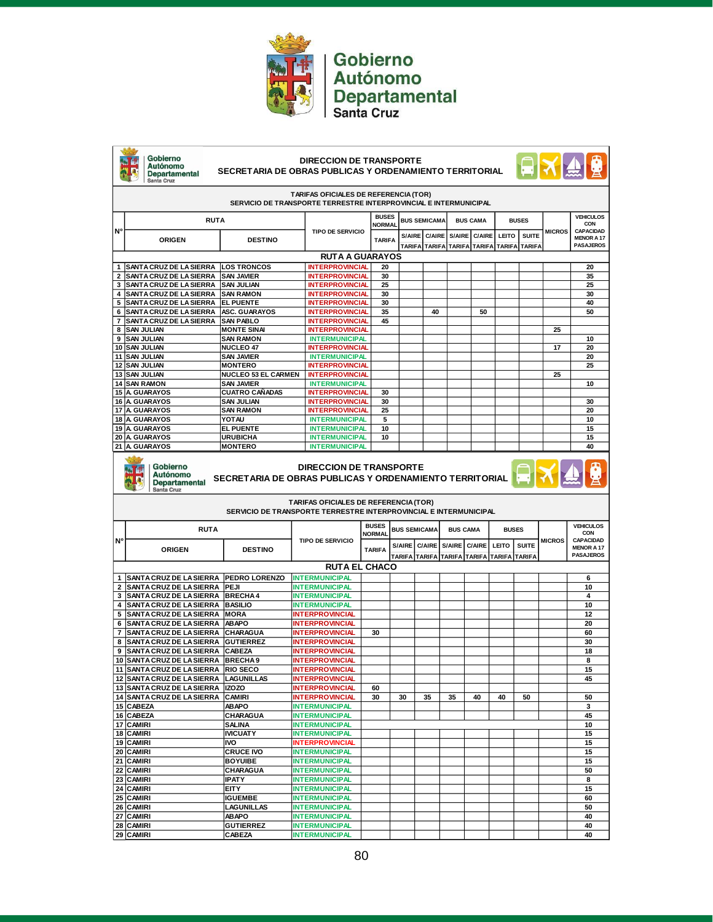Gobierno Autónomo Departamental Santa Cruz

**DIRECCION DE TRANSPORTE**
**SECRETARIA DE OBRAS PUBLICAS Y ORDENAMIENTO TERRITORIAL**

**TARIFAS OFICIALES DE REFERENCIA (TOR)**
**SERVICIO DE TRANSPORTE TERRESTRE INTERPROVINCIAL E INTERMUNICIPAL**

| N° | RUTA | | TIPO DE SERVICIO | BUSES NORMAL | BUS SEMICAMA | | BUS CAMA | | BUSES | | MICROS | VEHICULOS CON CAPACIDAD MENOR A 17 PASAJEROS |
|---|---|---|---|---|---|---|---|---|---|---|---|---|
| | ORIGEN | DESTINO | | TARIFA | S/AIRE TARIFA | C/AIRE TARIFA | S/AIRE TARIFA | C/AIRE TARIFA | LEITO TARIFA | SUITE TARIFA | | |
| | | | **RUTA A GUARAYOS** | | | | | | | | | |
| 1 | SANTA CRUZ DE LA SIERRA | LOS TRONCOS | INTERPROVINCIAL | 20 | | | | | | | | 20 |
| 2 | SANTA CRUZ DE LA SIERRA | SAN JAVIER | INTERPROVINCIAL | 30 | | | | | | | | 35 |
| 3 | SANTA CRUZ DE LA SIERRA | SAN JULIAN | INTERPROVINCIAL | 25 | | | | | | | | 25 |
| 4 | SANTA CRUZ DE LA SIERRA | SAN RAMON | INTERPROVINCIAL | 30 | | | | | | | | 30 |
| 5 | SANTA CRUZ DE LA SIERRA | EL PUENTE | INTERPROVINCIAL | 30 | | | | | | | | 40 |
| 6 | SANTA CRUZ DE LA SIERRA | ASC. GUARAYOS | INTERPROVINCIAL | 35 | | 40 | | 50 | | | | 50 |
| 7 | SANTA CRUZ DE LA SIERRA | SAN PABLO | INTERPROVINCIAL | 45 | | | | | | | | |
| 8 | SAN JULIAN | MONTE SINAI | INTERPROVINCIAL | | | | | | | | 25 | |
| 9 | SAN JULIAN | SAN RAMON | INTERMUNICIPAL | | | | | | | | | 10 |
| 10 | SAN JULIAN | NUCLEO 47 | INTERPROVINCIAL | | | | | | | | 17 | 20 |
| 11 | SAN JULIAN | SAN JAVIER | INTERMUNICIPAL | | | | | | | | | 20 |
| 12 | SAN JULIAN | MONTERO | INTERPROVINCIAL | | | | | | | | | 25 |
| 13 | SAN JULIAN | NUCLEO 53 EL CARMEN | INTERPROVINCIAL | | | | | | | | 25 | |
| 14 | SAN RAMON | SAN JAVIER | INTERMUNICIPAL | | | | | | | | | 10 |
| 15 | A. GUARAYOS | CUATRO CAÑADAS | INTERPROVINCIAL | 30 | | | | | | | | |
| 16 | A. GUARAYOS | SAN JULIAN | INTERPROVINCIAL | 30 | | | | | | | | 30 |
| 17 | A. GUARAYOS | SAN RAMON | INTERPROVINCIAL | 25 | | | | | | | | 20 |
| 18 | A. GUARAYOS | YOTAU | INTERMUNICIPAL | 5 | | | | | | | | 10 |
| 19 | A. GUARAYOS | EL PUENTE | INTERMUNICIPAL | 10 | | | | | | | | 15 |
| 20 | A. GUARAYOS | URUBICHA | INTERMUNICIPAL | 10 | | | | | | | | 15 |
| 21 | A. GUARAYOS | MONTERO | INTERMUNICIPAL | | | | | | | | | 40 |

Gobierno Autónomo Departamental Santa Cruz

**DIRECCION DE TRANSPORTE**
**SECRETARIA DE OBRAS PUBLICAS Y ORDENAMIENTO TERRITORIAL**

**TARIFAS OFICIALES DE REFERENCIA (TOR)**
**SERVICIO DE TRANSPORTE TERRESTRE INTERPROVINCIAL E INTERMUNICIPAL**

| N° | RUTA | | TIPO DE SERVICIO | BUSES NORMAL | BUS SEMICAMA | | BUS CAMA | | BUSES | | MICROS | VEHICULOS CON CAPACIDAD MENOR A 17 PASAJEROS |
|---|---|---|---|---|---|---|---|---|---|---|---|---|
| | ORIGEN | DESTINO | | TARIFA | S/AIRE TARIFA | C/AIRE TARIFA | S/AIRE TARIFA | C/AIRE TARIFA | LEITO TARIFA | SUITE TARIFA | | |
| | | | **RUTA EL CHACO** | | | | | | | | | |
| 1 | SANTA CRUZ DE LA SIERRA | PEDRO LORENZO | INTERMUNICIPAL | | | | | | | | | 6 |
| 2 | SANTA CRUZ DE LA SIERRA | PEJI | INTERMUNICIPAL | | | | | | | | | 10 |
| 3 | SANTA CRUZ DE LA SIERRA | BRECHA 4 | INTERMUNICIPAL | | | | | | | | | 4 |
| 4 | SANTA CRUZ DE LA SIERRA | BASILIO | INTERMUNICIPAL | | | | | | | | | 10 |
| 5 | SANTA CRUZ DE LA SIERRA | MORA | INTERPROVINCIAL | | | | | | | | | 12 |
| 6 | SANTA CRUZ DE LA SIERRA | ABAPO | INTERPROVINCIAL | | | | | | | | | 20 |
| 7 | SANTA CRUZ DE LA SIERRA | CHARAGUA | INTERPROVINCIAL | 30 | | | | | | | | 60 |
| 8 | SANTA CRUZ DE LA SIERRA | GUTIERREZ | INTERPROVINCIAL | | | | | | | | | 30 |
| 9 | SANTA CRUZ DE LA SIERRA | CABEZA | INTERPROVINCIAL | | | | | | | | | 18 |
| 10 | SANTA CRUZ DE LA SIERRA | BRECHA 9 | INTERPROVINCIAL | | | | | | | | | 8 |
| 11 | SANTA CRUZ DE LA SIERRA | RIO SECO | INTERPROVINCIAL | | | | | | | | | 15 |
| 12 | SANTA CRUZ DE LA SIERRA | LAGUNILLAS | INTERPROVINCIAL | | | | | | | | | 45 |
| 13 | SANTA CRUZ DE LA SIERRA | IZOZO | INTERPROVINCIAL | 60 | | | | | | | | |
| 14 | SANTA CRUZ DE LA SIERRA | CAMIRI | INTERPROVINCIAL | 30 | 30 | 35 | 35 | 40 | 40 | 50 | | 50 |
| 15 | CABEZA | ABAPO | INTERMUNICIPAL | | | | | | | | | 3 |
| 16 | CABEZA | CHARAGUA | INTERMUNICIPAL | | | | | | | | | 45 |
| 17 | CAMIRI | SALINA | INTERMUNICIPAL | | | | | | | | | 10 |
| 18 | CAMIRI | IVICUATY | INTERMUNICIPAL | | | | | | | | | 15 |
| 19 | CAMIRI | IVO | INTERPROVINCIAL | | | | | | | | | 15 |
| 20 | CAMIRI | CRUCE IVO | INTERMUNICIPAL | | | | | | | | | 15 |
| 21 | CAMIRI | BOYUIBE | INTERMUNICIPAL | | | | | | | | | 15 |
| 22 | CAMIRI | CHARAGUA | INTERMUNICIPAL | | | | | | | | | 50 |
| 23 | CAMIRI | IPATY | INTERMUNICIPAL | | | | | | | | | 8 |
| 24 | CAMIRI | EITY | INTERMUNICIPAL | | | | | | | | | 15 |
| 25 | CAMIRI | IGUEMBE | INTERMUNICIPAL | | | | | | | | | 60 |
| 26 | CAMIRI | LAGUNILLAS | INTERMUNICIPAL | | | | | | | | | 50 |
| 27 | CAMIRI | ABAPO | INTERMUNICIPAL | | | | | | | | | 40 |
| 28 | CAMIRI | GUTIERREZ | INTERMUNICIPAL | | | | | | | | | 40 |
| 29 | CAMIRI | CABEZA | INTERMUNICIPAL | | | | | | | | | 40 |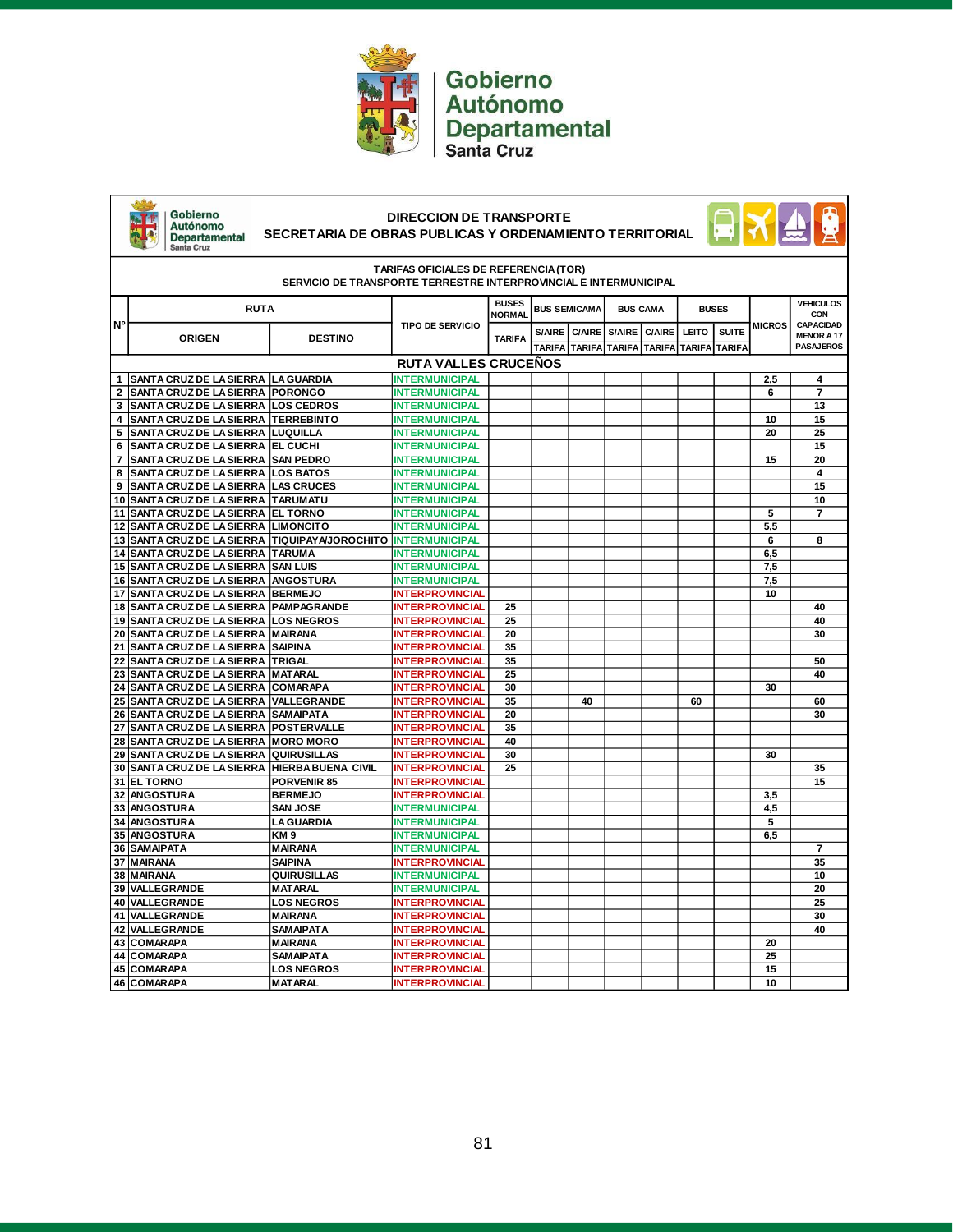# Gobierno Autónomo Departamental Santa Cruz

**DIRECCION DE TRANSPORTE**
**SECRETARIA DE OBRAS PUBLICAS Y ORDENAMIENTO TERRITORIAL**

**TARIFAS OFICIALES DE REFERENCIA (TOR)**
**SERVICIO DE TRANSPORTE TERRESTRE INTERPROVINCIAL E INTERMUNICIPAL**

| N° | RUTA | | TIPO DE SERVICIO | BUSES NORMAL | BUS SEMICAMA | | BUS CAMA | | BUSES | | MICROS | VEHICULOS CON CAPACIDAD MENOR A 17 PASAJEROS |
|---|---|---|---|---|---|---|---|---|---|---|---|---|
| | ORIGEN | DESTINO | | TARIFA | S/AIRE TARIFA | C/AIRE TARIFA | S/AIRE TARIFA | C/AIRE TARIFA | LEITO TARIFA | SUITE TARIFA | | |
| | **RUTA VALLES CRUCEÑOS** | | | | | | | | | | | |
| 1 | SANTA CRUZ DE LA SIERRA | LA GUARDIA | INTERMUNICIPAL | | | | | | | | 2,5 | 4 |
| 2 | SANTA CRUZ DE LA SIERRA | PORONGO | INTERMUNICIPAL | | | | | | | | 6 | 7 |
| 3 | SANTA CRUZ DE LA SIERRA | LOS CEDROS | INTERMUNICIPAL | | | | | | | | | 13 |
| 4 | SANTA CRUZ DE LA SIERRA | TERREBINTO | INTERMUNICIPAL | | | | | | | | 10 | 15 |
| 5 | SANTA CRUZ DE LA SIERRA | LUQUILLA | INTERMUNICIPAL | | | | | | | | 20 | 25 |
| 6 | SANTA CRUZ DE LA SIERRA | EL CUCHI | INTERMUNICIPAL | | | | | | | | | 15 |
| 7 | SANTA CRUZ DE LA SIERRA | SAN PEDRO | INTERMUNICIPAL | | | | | | | | 15 | 20 |
| 8 | SANTA CRUZ DE LA SIERRA | LOS BATOS | INTERMUNICIPAL | | | | | | | | | 4 |
| 9 | SANTA CRUZ DE LA SIERRA | LAS CRUCES | INTERMUNICIPAL | | | | | | | | | 15 |
| 10 | SANTA CRUZ DE LA SIERRA | TARUMATU | INTERMUNICIPAL | | | | | | | | | 10 |
| 11 | SANTA CRUZ DE LA SIERRA | EL TORNO | INTERMUNICIPAL | | | | | | | | 5 | 7 |
| 12 | SANTA CRUZ DE LA SIERRA | LIMONCITO | INTERMUNICIPAL | | | | | | | | 5,5 | |
| 13 | SANTA CRUZ DE LA SIERRA | TIQUIPAYA/JOROCHITO | INTERMUNICIPAL | | | | | | | | 6 | 8 |
| 14 | SANTA CRUZ DE LA SIERRA | TARUMA | INTERMUNICIPAL | | | | | | | | 6,5 | |
| 15 | SANTA CRUZ DE LA SIERRA | SAN LUIS | INTERMUNICIPAL | | | | | | | | 7,5 | |
| 16 | SANTA CRUZ DE LA SIERRA | ANGOSTURA | INTERMUNICIPAL | | | | | | | | 7,5 | |
| 17 | SANTA CRUZ DE LA SIERRA | BERMEJO | INTERPROVINCIAL | | | | | | | | 10 | |
| 18 | SANTA CRUZ DE LA SIERRA | PAMPAGRANDE | INTERPROVINCIAL | 25 | | | | | | | | 40 |
| 19 | SANTA CRUZ DE LA SIERRA | LOS NEGROS | INTERPROVINCIAL | 25 | | | | | | | | 40 |
| 20 | SANTA CRUZ DE LA SIERRA | MAIRANA | INTERPROVINCIAL | 20 | | | | | | | | 30 |
| 21 | SANTA CRUZ DE LA SIERRA | SAIPINA | INTERPROVINCIAL | 35 | | | | | | | | |
| 22 | SANTA CRUZ DE LA SIERRA | TRIGAL | INTERPROVINCIAL | 35 | | | | | | | | 50 |
| 23 | SANTA CRUZ DE LA SIERRA | MATARAL | INTERPROVINCIAL | 25 | | | | | | | | 40 |
| 24 | SANTA CRUZ DE LA SIERRA | COMARAPA | INTERPROVINCIAL | 30 | | | | | | | 30 | |
| 25 | SANTA CRUZ DE LA SIERRA | VALLEGRANDE | INTERPROVINCIAL | 35 | | 40 | | | 60 | | | 60 |
| 26 | SANTA CRUZ DE LA SIERRA | SAMAIPATA | INTERPROVINCIAL | 20 | | | | | | | | 30 |
| 27 | SANTA CRUZ DE LA SIERRA | POSTERVALLE | INTERPROVINCIAL | 35 | | | | | | | | |
| 28 | SANTA CRUZ DE LA SIERRA | MORO MORO | INTERPROVINCIAL | 40 | | | | | | | | |
| 29 | SANTA CRUZ DE LA SIERRA | QUIRUSILLAS | INTERPROVINCIAL | 30 | | | | | | | 30 | |
| 30 | SANTA CRUZ DE LA SIERRA | HIERBA BUENA CIVIL | INTERPROVINCIAL | 25 | | | | | | | | 35 |
| 31 | EL TORNO | PORVENIR 85 | INTERPROVINCIAL | | | | | | | | | 15 |
| 32 | ANGOSTURA | BERMEJO | INTERPROVINCIAL | | | | | | | | 3,5 | |
| 33 | ANGOSTURA | SAN JOSE | INTERMUNICIPAL | | | | | | | | 4,5 | |
| 34 | ANGOSTURA | LA GUARDIA | INTERMUNICIPAL | | | | | | | | 5 | |
| 35 | ANGOSTURA | KM 9 | INTERMUNICIPAL | | | | | | | | 6,5 | |
| 36 | SAMAIPATA | MAIRANA | INTERMUNICIPAL | | | | | | | | | 7 |
| 37 | MAIRANA | SAIPINA | INTERPROVINCIAL | | | | | | | | | 35 |
| 38 | MAIRANA | QUIRUSILLAS | INTERMUNICIPAL | | | | | | | | | 10 |
| 39 | VALLEGRANDE | MATARAL | INTERMUNICIPAL | | | | | | | | | 20 |
| 40 | VALLEGRANDE | LOS NEGROS | INTERPROVINCIAL | | | | | | | | | 25 |
| 41 | VALLEGRANDE | MAIRANA | INTERPROVINCIAL | | | | | | | | | 30 |
| 42 | VALLEGRANDE | SAMAIPATA | INTERPROVINCIAL | | | | | | | | | 40 |
| 43 | COMARAPA | MAIRANA | INTERPROVINCIAL | | | | | | | | 20 | |
| 44 | COMARAPA | SAMAIPATA | INTERPROVINCIAL | | | | | | | | 25 | |
| 45 | COMARAPA | LOS NEGROS | INTERPROVINCIAL | | | | | | | | 15 | |
| 46 | COMARAPA | MATARAL | INTERPROVINCIAL | | | | | | | | 10 | |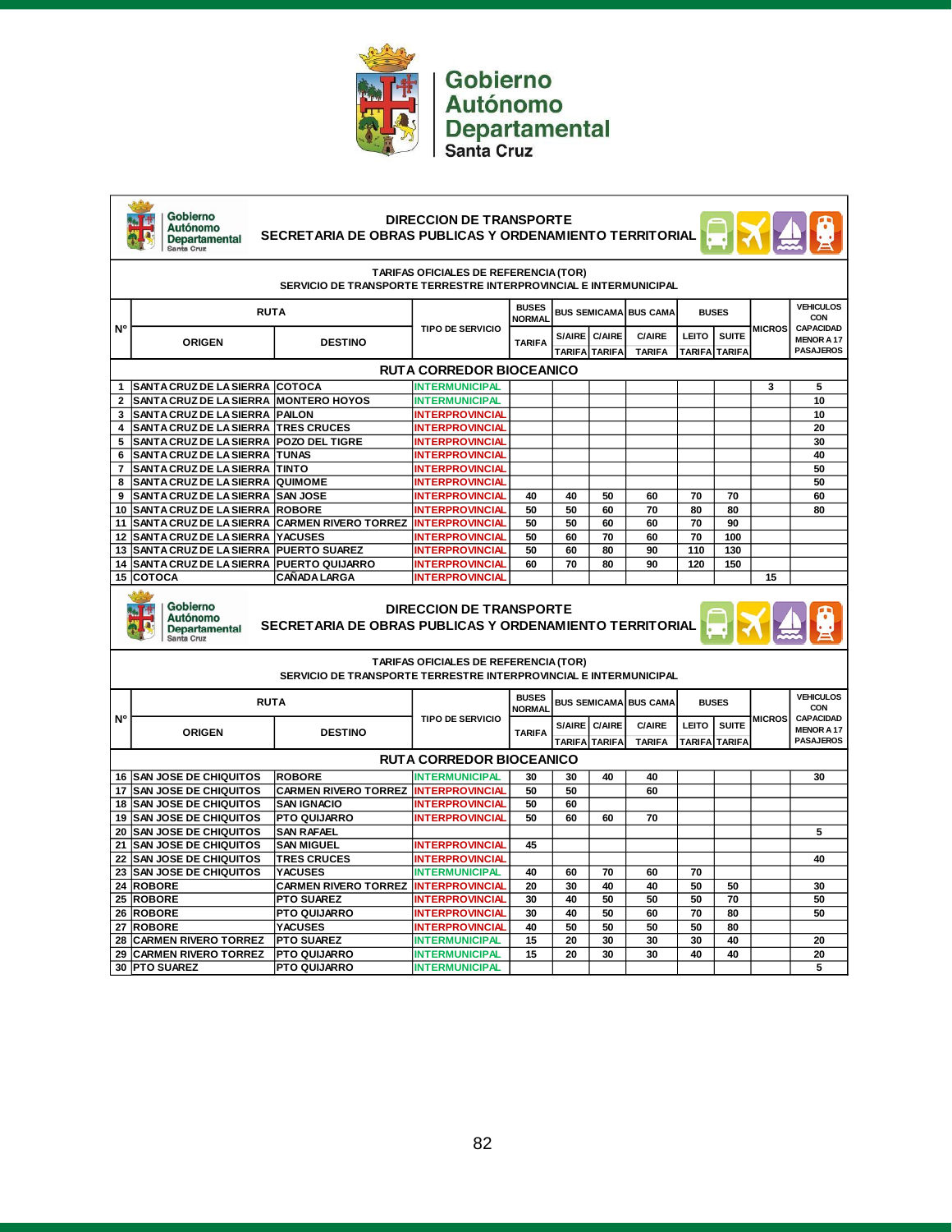# Gobierno Autónomo Departamental Santa Cruz

## DIRECCION DE TRANSPORTE
## SECRETARIA DE OBRAS PUBLICAS Y ORDENAMIENTO TERRITORIAL

**TARIFAS OFICIALES DE REFERENCIA (TOR)**
**SERVICIO DE TRANSPORTE TERRESTRE INTERPROVINCIAL E INTERMUNICIPAL**

| Nº | RUTA | | TIPO DE SERVICIO | BUSES NORMAL | BUS SEMICAMA | | BUS CAMA | BUSES | | MICROS | VEHICULOS CON CAPACIDAD MENOR A 17 PASAJEROS |
|---|---|---|---|---|---|---|---|---|---|---|---|
| | ORIGEN | DESTINO | | TARIFA | S/AIRE TARIFA | C/AIRE TARIFA | C/AIRE TARIFA | LEITO TARIFA | SUITE TARIFA | | |
| | **RUTA CORREDOR BIOCEANICO** | | | | | | | | | | |
| 1 | SANTA CRUZ DE LA SIERRA | COTOCA | INTERMUNICIPAL | | | | | | | 3 | 5 |
| 2 | SANTA CRUZ DE LA SIERRA | MONTERO HOYOS | INTERMUNICIPAL | | | | | | | | 10 |
| 3 | SANTA CRUZ DE LA SIERRA | PAILON | INTERPROVINCIAL | | | | | | | | 10 |
| 4 | SANTA CRUZ DE LA SIERRA | TRES CRUCES | INTERPROVINCIAL | | | | | | | | 20 |
| 5 | SANTA CRUZ DE LA SIERRA | POZO DEL TIGRE | INTERPROVINCIAL | | | | | | | | 30 |
| 6 | SANTA CRUZ DE LA SIERRA | TUNAS | INTERPROVINCIAL | | | | | | | | 40 |
| 7 | SANTA CRUZ DE LA SIERRA | TINTO | INTERPROVINCIAL | | | | | | | | 50 |
| 8 | SANTA CRUZ DE LA SIERRA | QUIMOME | INTERPROVINCIAL | | | | | | | | 50 |
| 9 | SANTA CRUZ DE LA SIERRA | SAN JOSE | INTERPROVINCIAL | 40 | 40 | 50 | 60 | 70 | 70 | | 60 |
| 10 | SANTA CRUZ DE LA SIERRA | ROBORE | INTERPROVINCIAL | 50 | 50 | 60 | 70 | 80 | 80 | | 80 |
| 11 | SANTA CRUZ DE LA SIERRA | CARMEN RIVERO TORREZ | INTERPROVINCIAL | 50 | 50 | 60 | 60 | 70 | 90 | | |
| 12 | SANTA CRUZ DE LA SIERRA | YACUSES | INTERPROVINCIAL | 50 | 60 | 70 | 60 | 70 | 100 | | |
| 13 | SANTA CRUZ DE LA SIERRA | PUERTO SUAREZ | INTERPROVINCIAL | 50 | 60 | 80 | 90 | 110 | 130 | | |
| 14 | SANTA CRUZ DE LA SIERRA | PUERTO QUIJARRO | INTERPROVINCIAL | 60 | 70 | 80 | 90 | 120 | 150 | | |
| 15 | COTOCA | CAÑADA LARGA | INTERPROVINCIAL | | | | | | | 15 | |

## DIRECCION DE TRANSPORTE
## SECRETARIA DE OBRAS PUBLICAS Y ORDENAMIENTO TERRITORIAL

**TARIFAS OFICIALES DE REFERENCIA (TOR)**
**SERVICIO DE TRANSPORTE TERRESTRE INTERPROVINCIAL E INTERMUNICIPAL**

| Nº | RUTA | | TIPO DE SERVICIO | BUSES NORMAL | BUS SEMICAMA | | BUS CAMA | BUSES | | MICROS | VEHICULOS CON CAPACIDAD MENOR A 17 PASAJEROS |
|---|---|---|---|---|---|---|---|---|---|---|---|
| | ORIGEN | DESTINO | | TARIFA | S/AIRE TARIFA | C/AIRE TARIFA | C/AIRE TARIFA | LEITO TARIFA | SUITE TARIFA | | |
| | **RUTA CORREDOR BIOCEANICO** | | | | | | | | | | |
| 16 | SAN JOSE DE CHIQUITOS | ROBORE | INTERMUNICIPAL | 30 | 30 | 40 | 40 | | | | 30 |
| 17 | SAN JOSE DE CHIQUITOS | CARMEN RIVERO TORREZ | INTERPROVINCIAL | 50 | 50 | | 60 | | | | |
| 18 | SAN JOSE DE CHIQUITOS | SAN IGNACIO | INTERPROVINCIAL | 50 | 60 | | | | | | |
| 19 | SAN JOSE DE CHIQUITOS | PTO QUIJARRO | INTERPROVINCIAL | 50 | 60 | 60 | 70 | | | | |
| 20 | SAN JOSE DE CHIQUITOS | SAN RAFAEL | | | | | | | | | 5 |
| 21 | SAN JOSE DE CHIQUITOS | SAN MIGUEL | INTERPROVINCIAL | 45 | | | | | | | |
| 22 | SAN JOSE DE CHIQUITOS | TRES CRUCES | INTERPROVINCIAL | | | | | | | | 40 |
| 23 | SAN JOSE DE CHIQUITOS | YACUSES | INTERMUNICIPAL | 40 | 60 | 70 | 60 | 70 | | | |
| 24 | ROBORE | CARMEN RIVERO TORREZ | INTERPROVINCIAL | 20 | 30 | 40 | 40 | 50 | 50 | | 30 |
| 25 | ROBORE | PTO SUAREZ | INTERPROVINCIAL | 30 | 40 | 50 | 50 | 50 | 70 | | 50 |
| 26 | ROBORE | PTO QUIJARRO | INTERPROVINCIAL | 30 | 40 | 50 | 60 | 70 | 80 | | 50 |
| 27 | ROBORE | YACUSES | INTERPROVINCIAL | 40 | 50 | 50 | 50 | 50 | 80 | | |
| 28 | CARMEN RIVERO TORREZ | PTO SUAREZ | INTERMUNICIPAL | 15 | 20 | 30 | 30 | 30 | 40 | | 20 |
| 29 | CARMEN RIVERO TORREZ | PTO QUIJARRO | INTERMUNICIPAL | 15 | 20 | 30 | 30 | 40 | 40 | | 20 |
| 30 | PTO SUAREZ | PTO QUIJARRO | INTERMUNICIPAL | | | | | | | | 5 |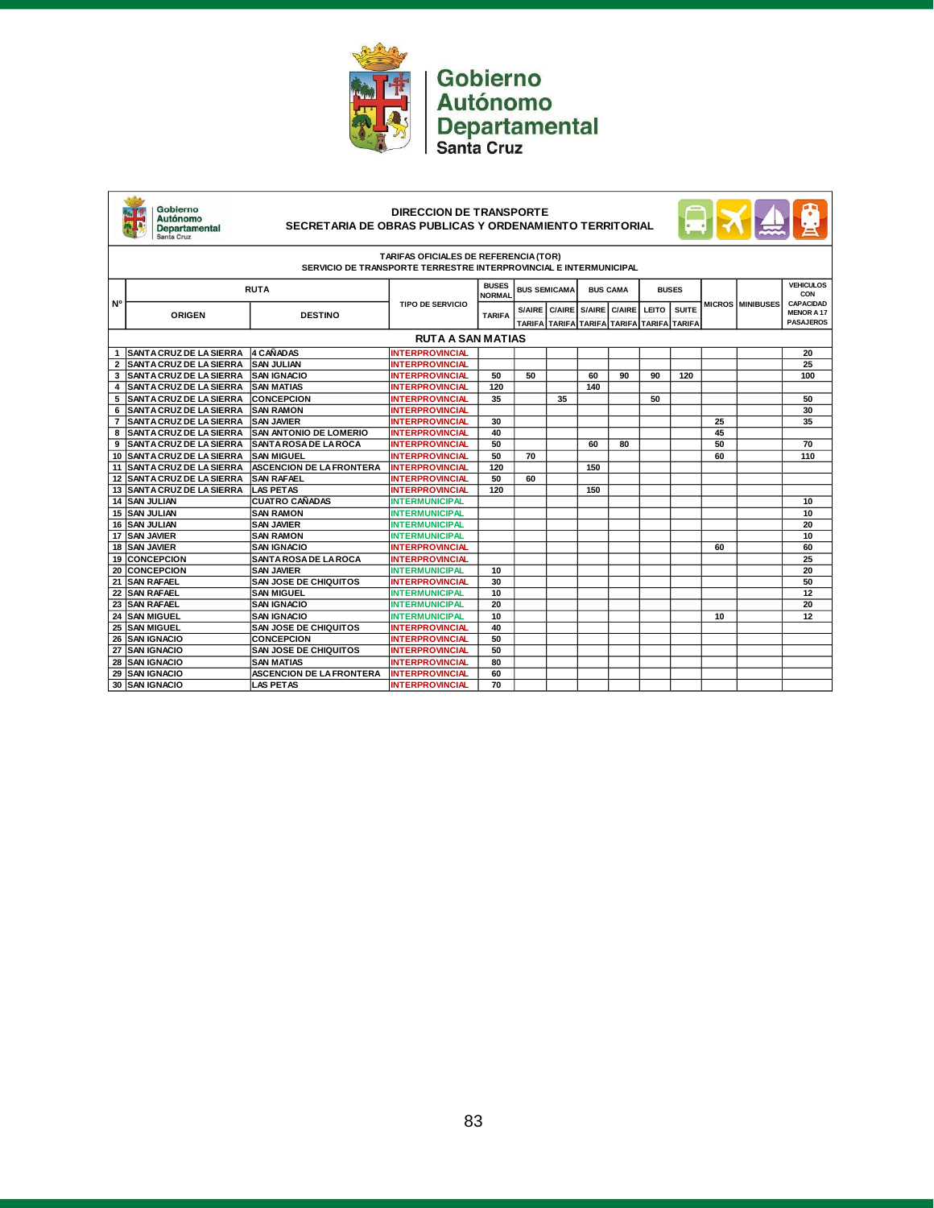**DIRECCION DE TRANSPORTE**
**SECRETARIA DE OBRAS PUBLICAS Y ORDENAMIENTO TERRITORIAL**

**TARIFAS OFICIALES DE REFERENCIA (TOR)**
**SERVICIO DE TRANSPORTE TERRESTRE INTERPROVINCIAL E INTERMUNICIPAL**

| N° | RUTA | | TIPO DE SERVICIO | BUSES NORMAL | BUS SEMICAMA | | BUS CAMA | | BUSES | | MICROS | MINIBUSES | VEHICULOS CON CAPACIDAD MENOR A 17 PASAJEROS |
|---|---|---|---|---|---|---|---|---|---|---|---|---|---|
| | ORIGEN | DESTINO | | TARIFA | S/AIRE TARIFA | C/AIRE TARIFA | S/AIRE TARIFA | C/AIRE TARIFA | LEITO TARIFA | SUITE TARIFA | | | |
| | **RUTA A SAN MATIAS** | | | | | | | | | | | | |
| 1 | SANTA CRUZ DE LA SIERRA | 4 CAÑADAS | INTERPROVINCIAL | | | | | | | | | | 20 |
| 2 | SANTA CRUZ DE LA SIERRA | SAN JULIAN | INTERPROVINCIAL | | | | | | | | | | 25 |
| 3 | SANTA CRUZ DE LA SIERRA | SAN IGNACIO | INTERPROVINCIAL | 50 | 50 | | 60 | 90 | 90 | 120 | | | 100 |
| 4 | SANTA CRUZ DE LA SIERRA | SAN MATIAS | INTERPROVINCIAL | 120 | | | 140 | | | | | | |
| 5 | SANTA CRUZ DE LA SIERRA | CONCEPCION | INTERPROVINCIAL | 35 | | 35 | | | 50 | | | | 50 |
| 6 | SANTA CRUZ DE LA SIERRA | SAN RAMON | INTERPROVINCIAL | | | | | | | | | | 30 |
| 7 | SANTA CRUZ DE LA SIERRA | SAN JAVIER | INTERPROVINCIAL | 30 | | | | | | | 25 | | 35 |
| 8 | SANTA CRUZ DE LA SIERRA | SAN ANTONIO DE LOMERIO | INTERPROVINCIAL | 40 | | | | | | | 45 | | |
| 9 | SANTA CRUZ DE LA SIERRA | SANTA ROSA DE LA ROCA | INTERPROVINCIAL | 50 | | | 60 | 80 | | | 50 | | 70 |
| 10 | SANTA CRUZ DE LA SIERRA | SAN MIGUEL | INTERPROVINCIAL | 50 | 70 | | | | | | 60 | | 110 |
| 11 | SANTA CRUZ DE LA SIERRA | ASCENCION DE LA FRONTERA | INTERPROVINCIAL | 120 | | | 150 | | | | | | |
| 12 | SANTA CRUZ DE LA SIERRA | SAN RAFAEL | INTERPROVINCIAL | 50 | 60 | | | | | | | | |
| 13 | SANTA CRUZ DE LA SIERRA | LAS PETAS | INTERPROVINCIAL | 120 | | | 150 | | | | | | |
| 14 | SAN JULIAN | CUATRO CAÑADAS | INTERMUNICIPAL | | | | | | | | | | 10 |
| 15 | SAN JULIAN | SAN RAMON | INTERMUNICIPAL | | | | | | | | | | 10 |
| 16 | SAN JULIAN | SAN JAVIER | INTERMUNICIPAL | | | | | | | | | | 20 |
| 17 | SAN JAVIER | SAN RAMON | INTERMUNICIPAL | | | | | | | | | | 10 |
| 18 | SAN JAVIER | SAN IGNACIO | INTERPROVINCIAL | | | | | | | | 60 | | 60 |
| 19 | CONCEPCION | SANTA ROSA DE LA ROCA | INTERPROVINCIAL | | | | | | | | | | 25 |
| 20 | CONCEPCION | SAN JAVIER | INTERMUNICIPAL | 10 | | | | | | | | | 20 |
| 21 | SAN RAFAEL | SAN JOSE DE CHIQUITOS | INTERPROVINCIAL | 30 | | | | | | | | | 50 |
| 22 | SAN RAFAEL | SAN MIGUEL | INTERMUNICIPAL | 10 | | | | | | | | | 12 |
| 23 | SAN RAFAEL | SAN IGNACIO | INTERMUNICIPAL | 20 | | | | | | | | | 20 |
| 24 | SAN MIGUEL | SAN IGNACIO | INTERMUNICIPAL | 10 | | | | | | | 10 | | 12 |
| 25 | SAN MIGUEL | SAN JOSE DE CHIQUITOS | INTERPROVINCIAL | 40 | | | | | | | | | |
| 26 | SAN IGNACIO | CONCEPCION | INTERPROVINCIAL | 50 | | | | | | | | | |
| 27 | SAN IGNACIO | SAN JOSE DE CHIQUITOS | INTERPROVINCIAL | 50 | | | | | | | | | |
| 28 | SAN IGNACIO | SAN MATIAS | INTERPROVINCIAL | 80 | | | | | | | | | |
| 29 | SAN IGNACIO | ASCENCION DE LA FRONTERA | INTERPROVINCIAL | 60 | | | | | | | | | |
| 30 | SAN IGNACIO | LAS PETAS | INTERPROVINCIAL | 70 | | | | | | | | | |